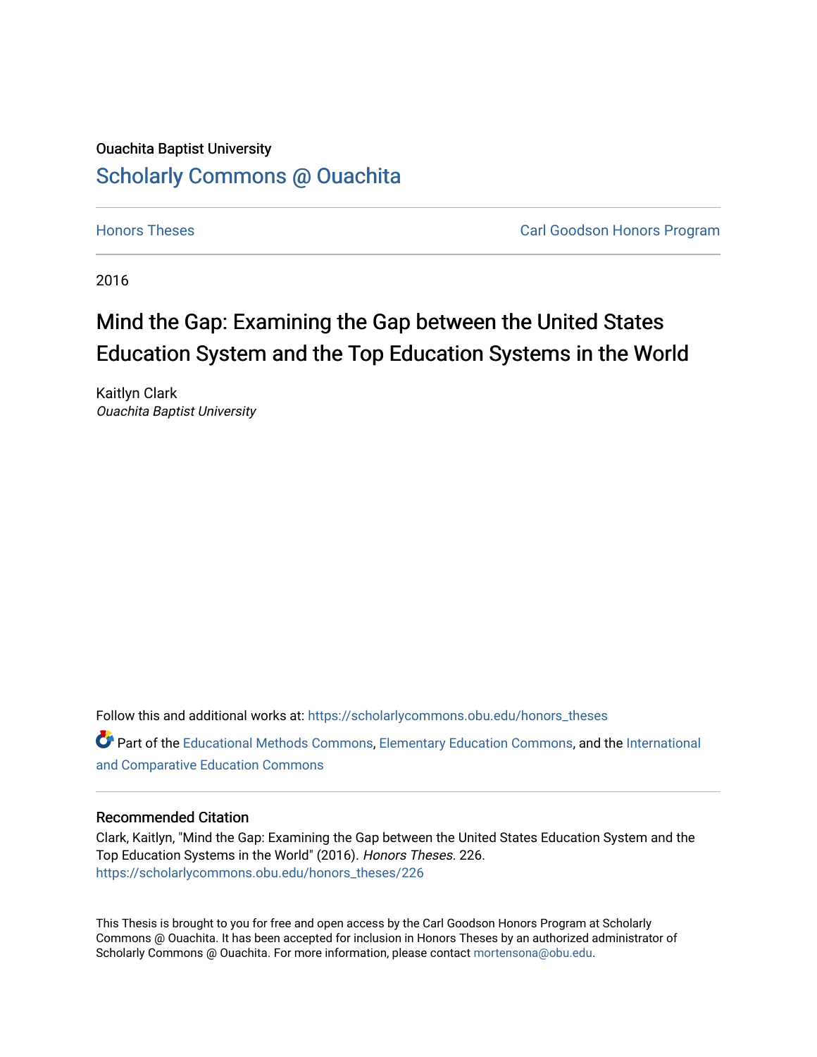Ouachita Baptist University

# Scholarly Commons @ Ouachita

Honors Theses

Carl Goodson Honors Program

2016

# Mind the Gap: Examining the Gap between the United States Education System and the Top Education Systems in the World

Kaitlyn Clark
*Ouachita Baptist University*

Follow this and additional works at: https://scholarlycommons.obu.edu/honors_theses

Part of the Educational Methods Commons, Elementary Education Commons, and the International and Comparative Education Commons

## Recommended Citation

Clark, Kaitlyn, "Mind the Gap: Examining the Gap between the United States Education System and the Top Education Systems in the World" (2016). *Honors Theses*. 226.
https://scholarlycommons.obu.edu/honors_theses/226

This Thesis is brought to you for free and open access by the Carl Goodson Honors Program at Scholarly Commons @ Ouachita. It has been accepted for inclusion in Honors Theses by an authorized administrator of Scholarly Commons @ Ouachita. For more information, please contact mortensona@obu.edu.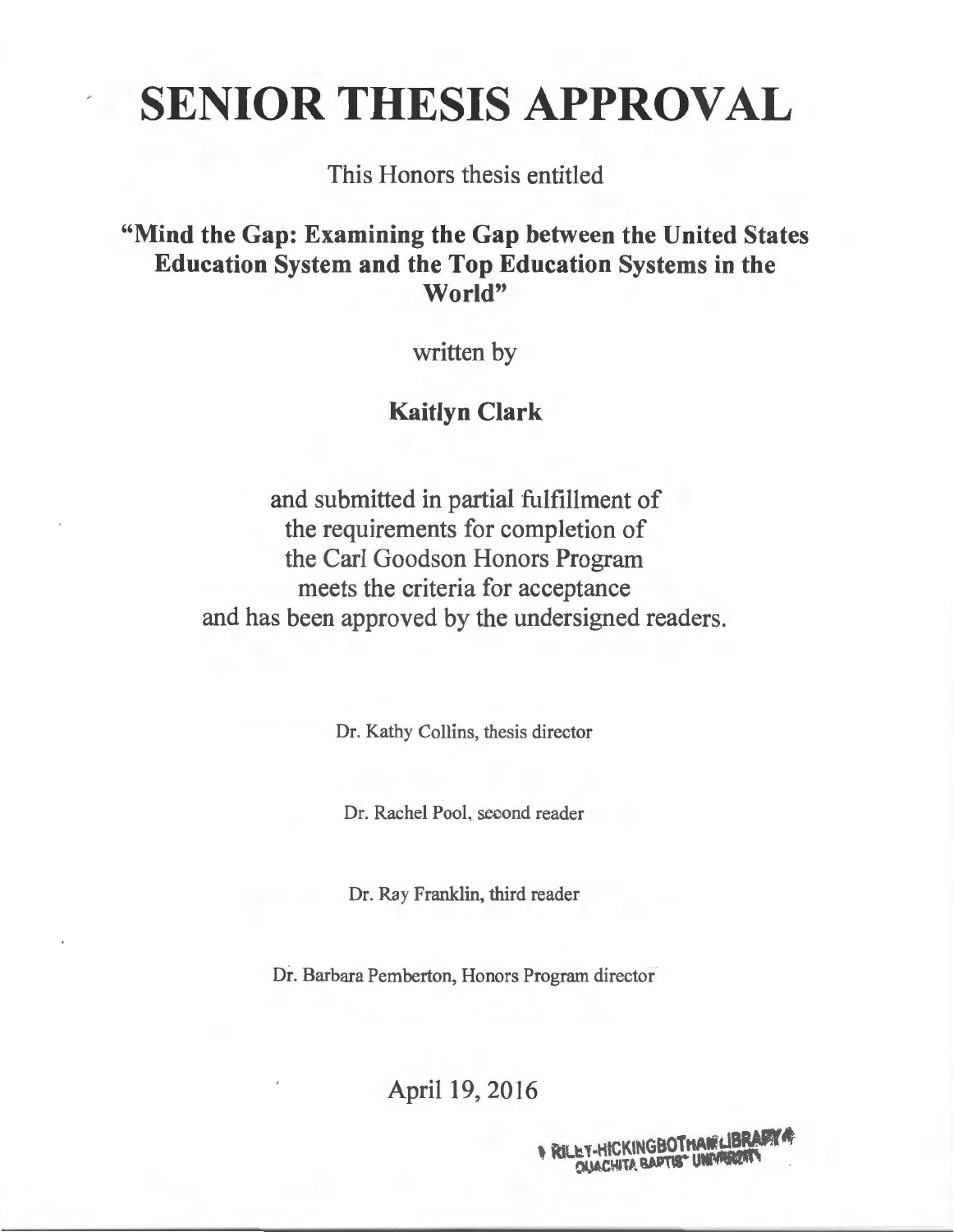# SENIOR THESIS APPROVAL

This Honors thesis entitled

**"Mind the Gap: Examining the Gap between the United States Education System and the Top Education Systems in the World"**

written by

**Kaitlyn Clark**

and submitted in partial fulfillment of the requirements for completion of the Carl Goodson Honors Program meets the criteria for acceptance and has been approved by the undersigned readers.

Dr. Kathy Collins, thesis director

Dr. Rachel Pool, second reader

Dr. Ray Franklin, third reader

Dr. Barbara Pemberton, Honors Program director

April 19, 2016

RILEY-HICKINGBOTHAM LIBRARY
OUACHITA BAPTIST UNIVERSITY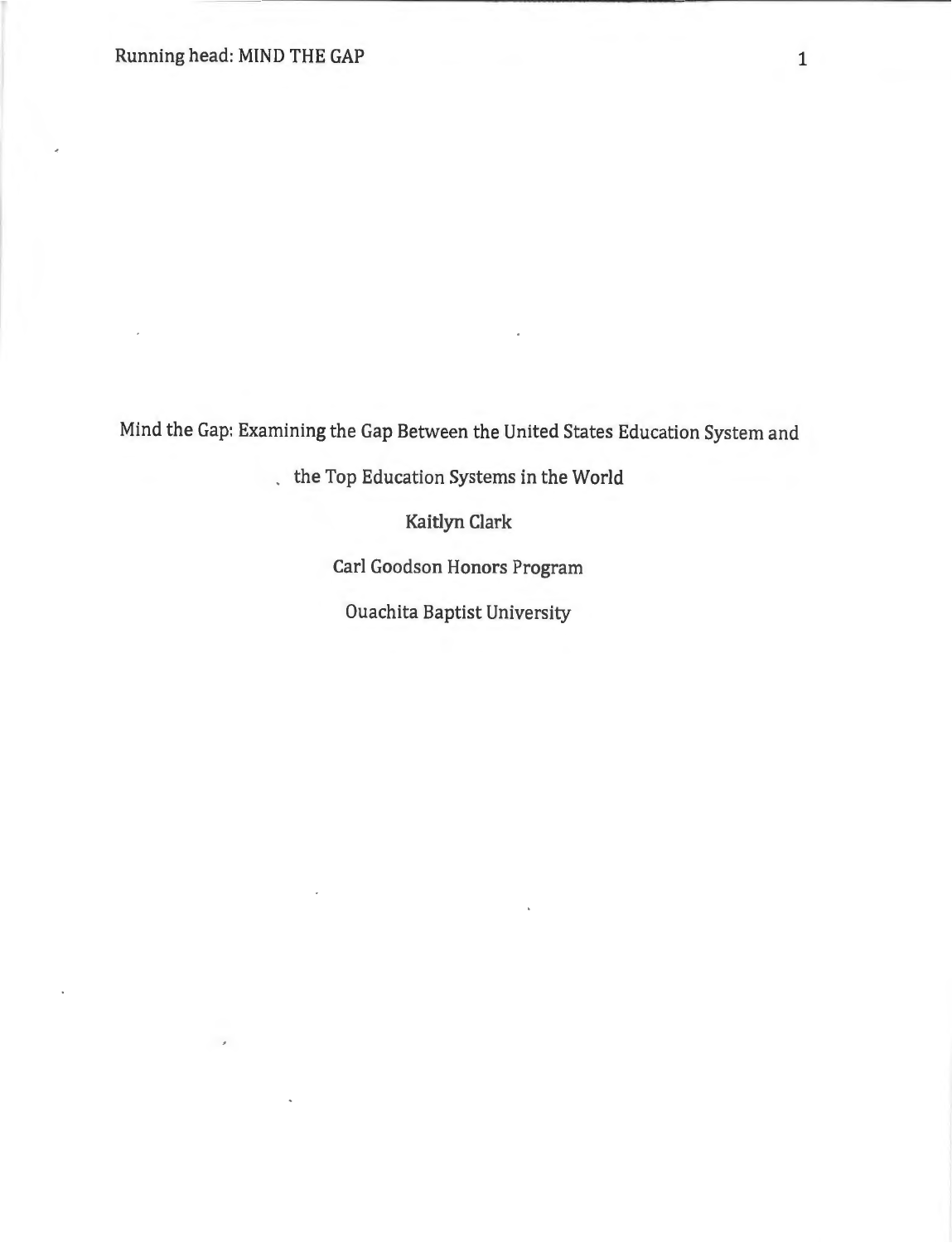# Mind the Gap: Examining the Gap Between the United States Education System and the Top Education Systems in the World

Kaitlyn Clark

Carl Goodson Honors Program

Ouachita Baptist University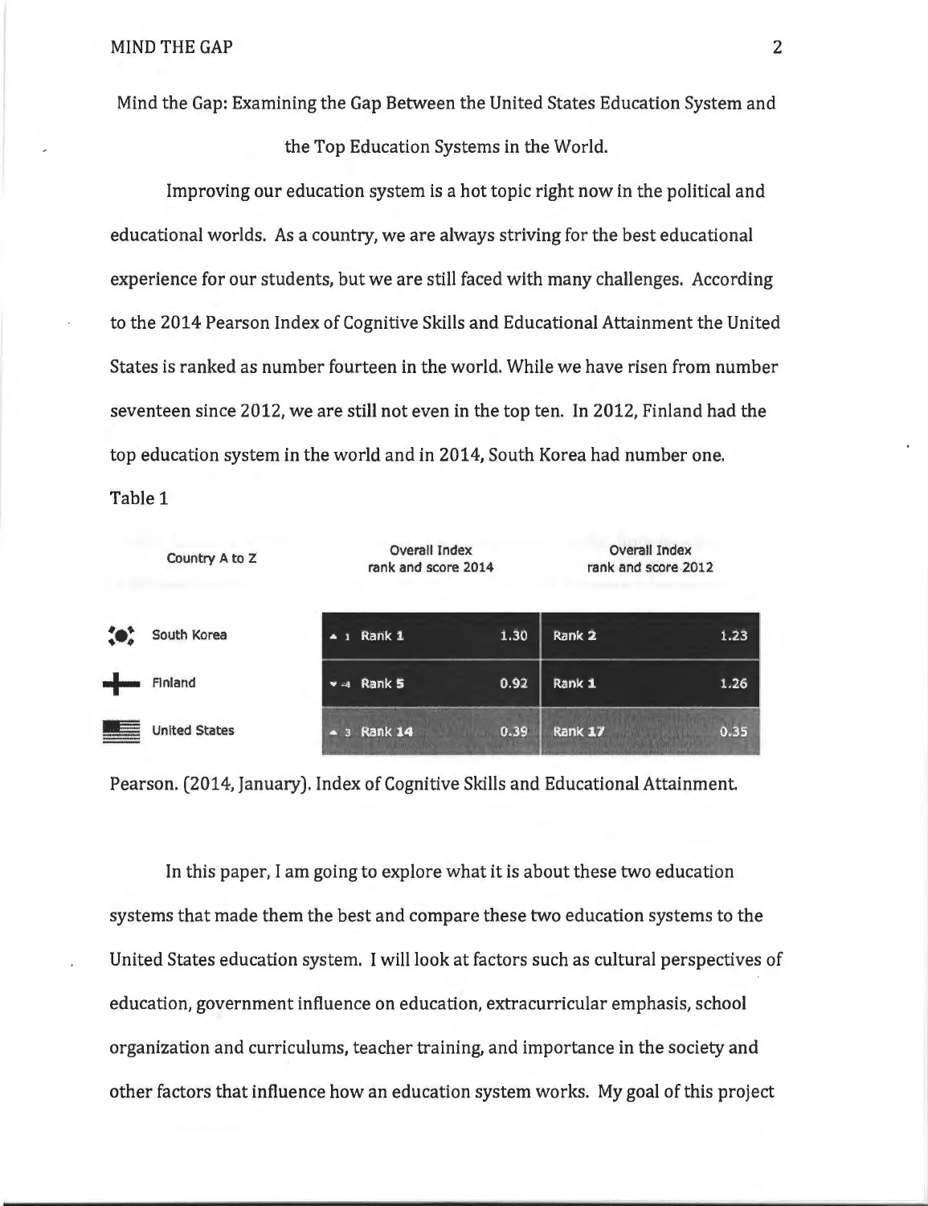Mind the Gap: Examining the Gap Between the United States Education System and the Top Education Systems in the World.

Improving our education system is a hot topic right now in the political and educational worlds. As a country, we are always striving for the best educational experience for our students, but we are still faced with many challenges. According to the 2014 Pearson Index of Cognitive Skills and Educational Attainment the United States is ranked as number fourteen in the world. While we have risen from number seventeen since 2012, we are still not even in the top ten. In 2012, Finland had the top education system in the world and in 2014, South Korea had number one.

Table 1

| Country A to Z | Overall Index rank and score 2014 | | Overall Index rank and score 2012 | |
|---|---|---|---|---|
| South Korea | ▲ 1 Rank 1 | 1.30 | Rank 2 | 1.23 |
| Finland | ▼ 4 Rank 5 | 0.92 | Rank 1 | 1.26 |
| United States | ▲ 3 Rank 14 | 0.39 | Rank 17 | 0.35 |

Pearson. (2014, January). Index of Cognitive Skills and Educational Attainment.

In this paper, I am going to explore what it is about these two education systems that made them the best and compare these two education systems to the United States education system. I will look at factors such as cultural perspectives of education, government influence on education, extracurricular emphasis, school organization and curriculums, teacher training, and importance in the society and other factors that influence how an education system works. My goal of this project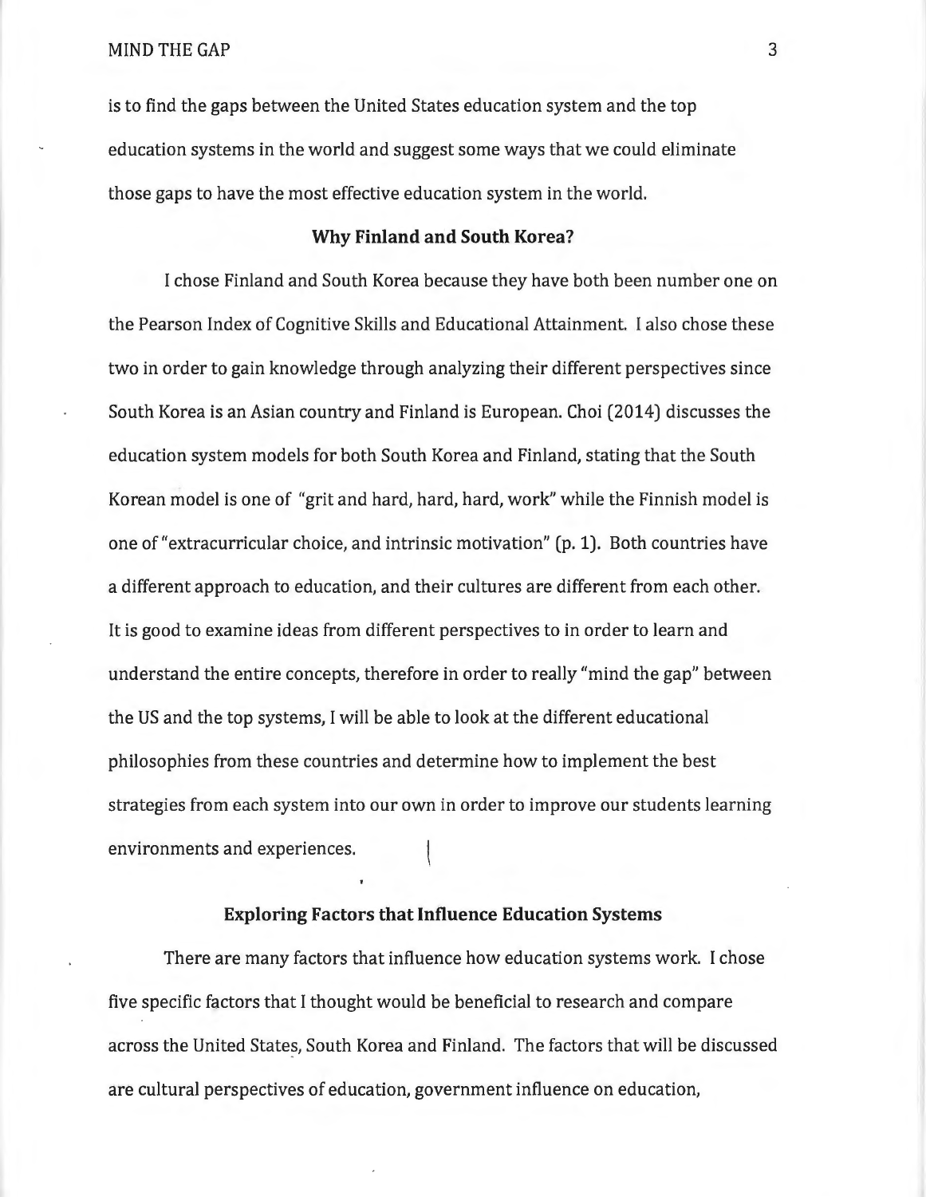is to find the gaps between the United States education system and the top education systems in the world and suggest some ways that we could eliminate those gaps to have the most effective education system in the world.

## Why Finland and South Korea?

I chose Finland and South Korea because they have both been number one on the Pearson Index of Cognitive Skills and Educational Attainment. I also chose these two in order to gain knowledge through analyzing their different perspectives since South Korea is an Asian country and Finland is European. Choi (2014) discusses the education system models for both South Korea and Finland, stating that the South Korean model is one of "grit and hard, hard, hard, work" while the Finnish model is one of "extracurricular choice, and intrinsic motivation" (p. 1). Both countries have a different approach to education, and their cultures are different from each other. It is good to examine ideas from different perspectives to in order to learn and understand the entire concepts, therefore in order to really "mind the gap" between the US and the top systems, I will be able to look at the different educational philosophies from these countries and determine how to implement the best strategies from each system into our own in order to improve our students learning environments and experiences.

## Exploring Factors that Influence Education Systems

There are many factors that influence how education systems work. I chose five specific factors that I thought would be beneficial to research and compare across the United States, South Korea and Finland. The factors that will be discussed are cultural perspectives of education, government influence on education,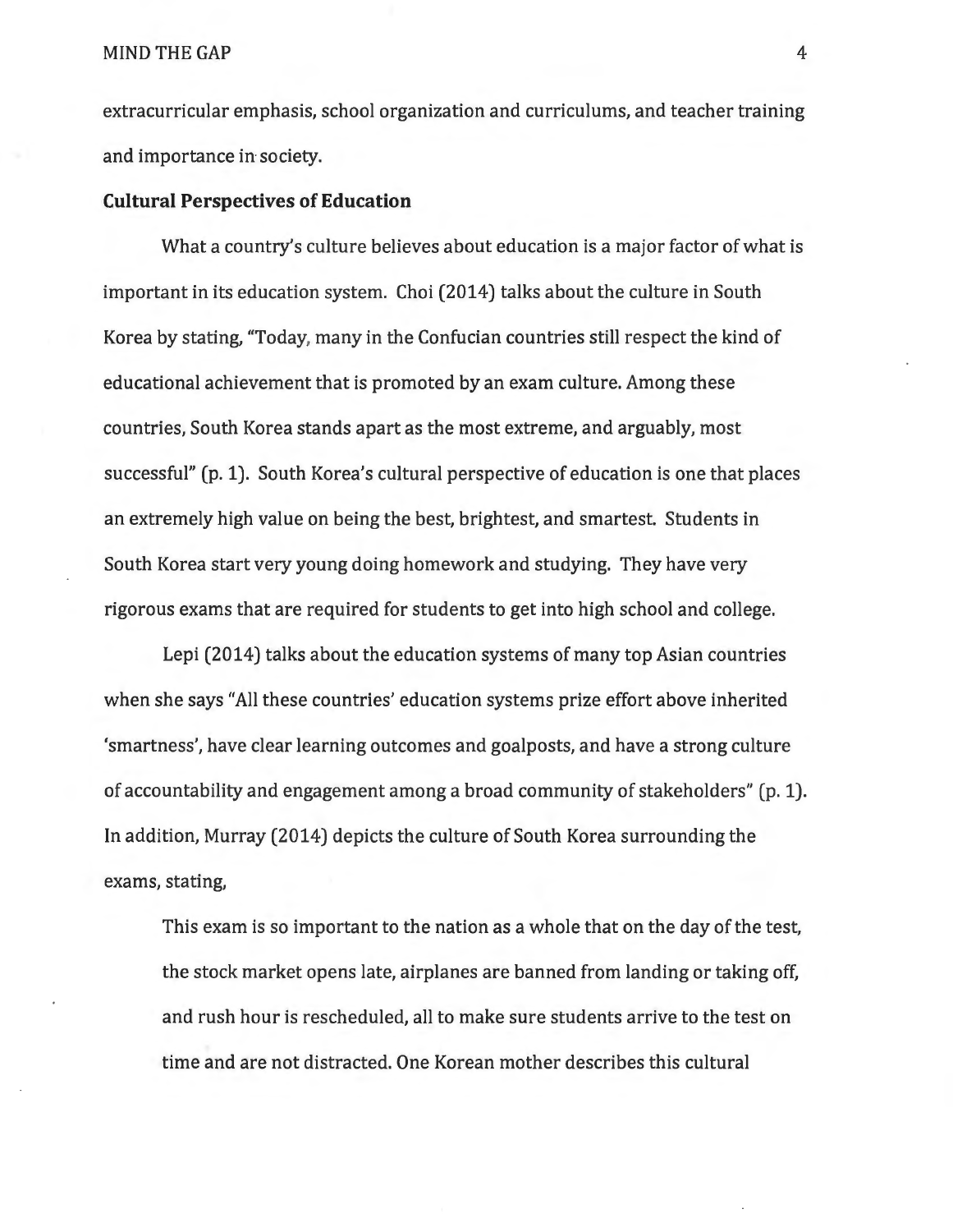extracurricular emphasis, school organization and curriculums, and teacher training and importance in society.

**Cultural Perspectives of Education**

What a country's culture believes about education is a major factor of what is important in its education system. Choi (2014) talks about the culture in South Korea by stating, "Today, many in the Confucian countries still respect the kind of educational achievement that is promoted by an exam culture. Among these countries, South Korea stands apart as the most extreme, and arguably, most successful" (p. 1). South Korea's cultural perspective of education is one that places an extremely high value on being the best, brightest, and smartest. Students in South Korea start very young doing homework and studying. They have very rigorous exams that are required for students to get into high school and college.

Lepi (2014) talks about the education systems of many top Asian countries when she says "All these countries' education systems prize effort above inherited 'smartness', have clear learning outcomes and goalposts, and have a strong culture of accountability and engagement among a broad community of stakeholders" (p. 1). In addition, Murray (2014) depicts the culture of South Korea surrounding the exams, stating,

> This exam is so important to the nation as a whole that on the day of the test, the stock market opens late, airplanes are banned from landing or taking off, and rush hour is rescheduled, all to make sure students arrive to the test on time and are not distracted. One Korean mother describes this cultural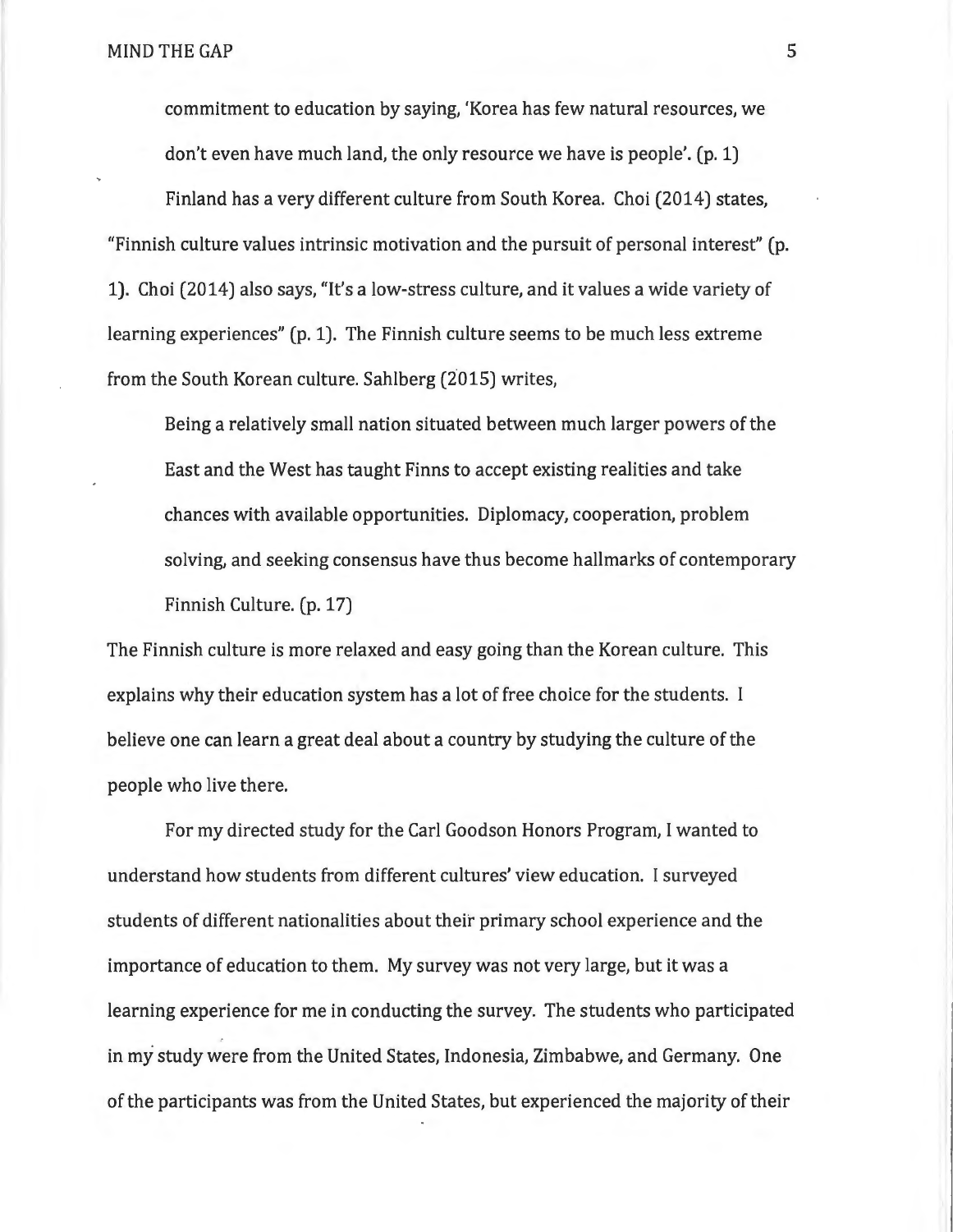commitment to education by saying, 'Korea has few natural resources, we don't even have much land, the only resource we have is people'. (p. 1)

Finland has a very different culture from South Korea. Choi (2014) states, "Finnish culture values intrinsic motivation and the pursuit of personal interest" (p. 1). Choi (2014) also says, "It's a low-stress culture, and it values a wide variety of learning experiences" (p. 1). The Finnish culture seems to be much less extreme from the South Korean culture. Sahlberg (2015) writes,

> Being a relatively small nation situated between much larger powers of the East and the West has taught Finns to accept existing realities and take chances with available opportunities. Diplomacy, cooperation, problem solving, and seeking consensus have thus become hallmarks of contemporary Finnish Culture. (p. 17)

The Finnish culture is more relaxed and easy going than the Korean culture. This explains why their education system has a lot of free choice for the students. I believe one can learn a great deal about a country by studying the culture of the people who live there.

For my directed study for the Carl Goodson Honors Program, I wanted to understand how students from different cultures' view education. I surveyed students of different nationalities about their primary school experience and the importance of education to them. My survey was not very large, but it was a learning experience for me in conducting the survey. The students who participated in my study were from the United States, Indonesia, Zimbabwe, and Germany. One of the participants was from the United States, but experienced the majority of their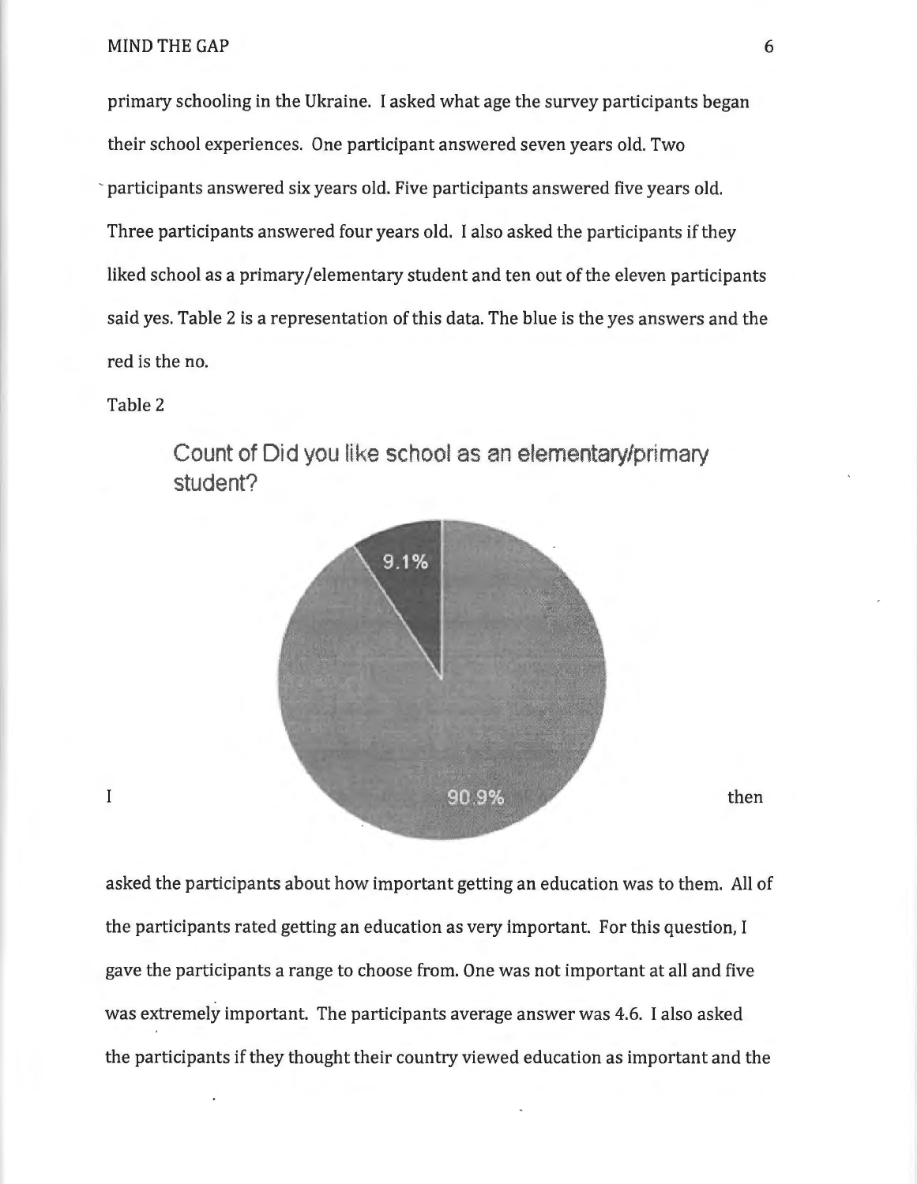primary schooling in the Ukraine. I asked what age the survey participants began their school experiences. One participant answered seven years old. Two participants answered six years old. Five participants answered five years old. Three participants answered four years old. I also asked the participants if they liked school as a primary/elementary student and ten out of the eleven participants said yes. Table 2 is a representation of this data. The blue is the yes answers and the red is the no.

Table 2

Count of Did you like school as an elementary/primary student?

9.1%

90.9%

I then asked the participants about how important getting an education was to them. All of the participants rated getting an education as very important. For this question, I gave the participants a range to choose from. One was not important at all and five was extremely important. The participants average answer was 4.6. I also asked the participants if they thought their country viewed education as important and the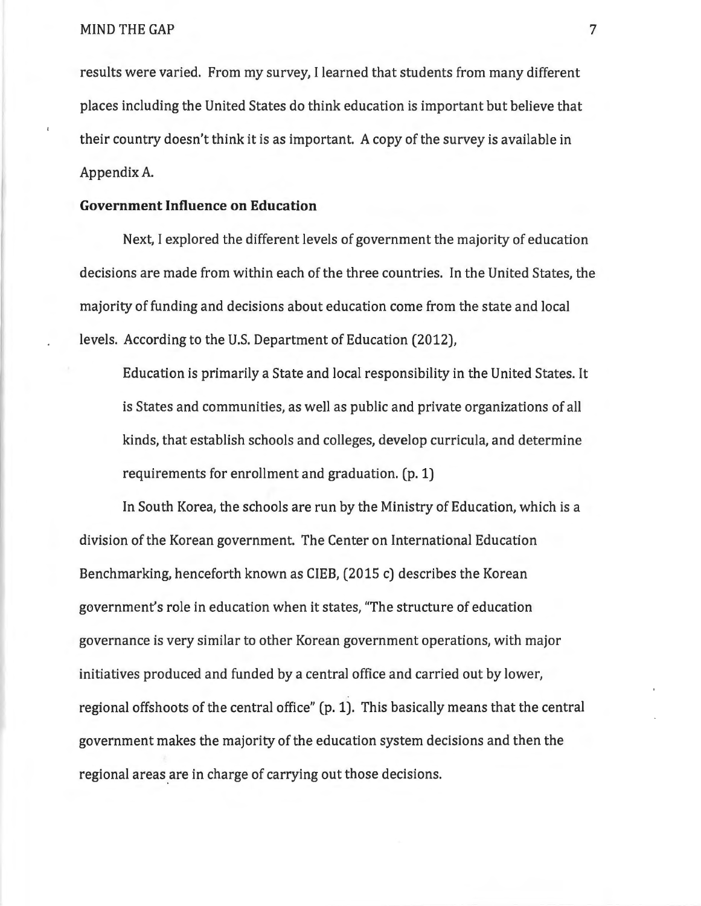results were varied. From my survey, I learned that students from many different places including the United States do think education is important but believe that their country doesn't think it is as important. A copy of the survey is available in Appendix A.

**Government Influence on Education**

Next, I explored the different levels of government the majority of education decisions are made from within each of the three countries. In the United States, the majority of funding and decisions about education come from the state and local levels. According to the U.S. Department of Education (2012),

> Education is primarily a State and local responsibility in the United States. It is States and communities, as well as public and private organizations of all kinds, that establish schools and colleges, develop curricula, and determine requirements for enrollment and graduation. (p. 1)

In South Korea, the schools are run by the Ministry of Education, which is a division of the Korean government. The Center on International Education Benchmarking, henceforth known as CIEB, (2015 c) describes the Korean government's role in education when it states, "The structure of education governance is very similar to other Korean government operations, with major initiatives produced and funded by a central office and carried out by lower, regional offshoots of the central office" (p. 1). This basically means that the central government makes the majority of the education system decisions and then the regional areas are in charge of carrying out those decisions.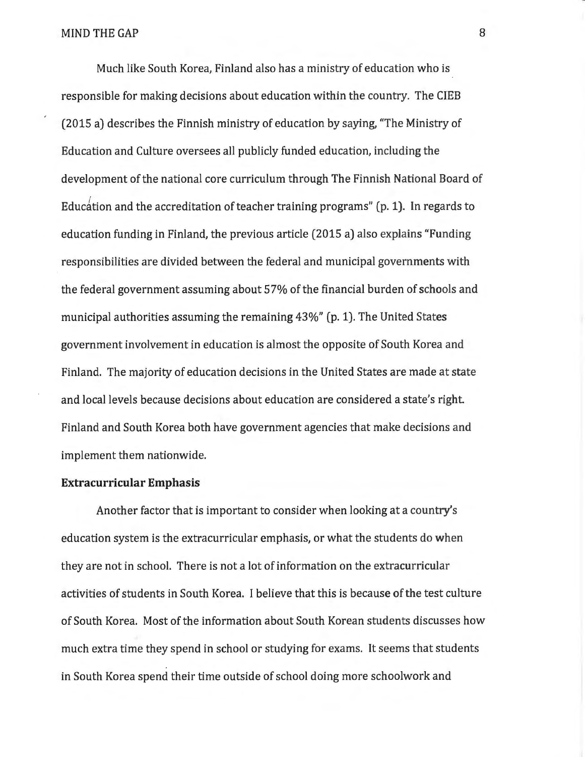Much like South Korea, Finland also has a ministry of education who is responsible for making decisions about education within the country. The CIEB (2015 a) describes the Finnish ministry of education by saying, "The Ministry of Education and Culture oversees all publicly funded education, including the development of the national core curriculum through The Finnish National Board of Education and the accreditation of teacher training programs" (p. 1). In regards to education funding in Finland, the previous article (2015 a) also explains "Funding responsibilities are divided between the federal and municipal governments with the federal government assuming about 57% of the financial burden of schools and municipal authorities assuming the remaining 43%" (p. 1). The United States government involvement in education is almost the opposite of South Korea and Finland. The majority of education decisions in the United States are made at state and local levels because decisions about education are considered a state's right. Finland and South Korea both have government agencies that make decisions and implement them nationwide.

**Extracurricular Emphasis**

Another factor that is important to consider when looking at a country's education system is the extracurricular emphasis, or what the students do when they are not in school. There is not a lot of information on the extracurricular activities of students in South Korea. I believe that this is because of the test culture of South Korea. Most of the information about South Korean students discusses how much extra time they spend in school or studying for exams. It seems that students in South Korea spend their time outside of school doing more schoolwork and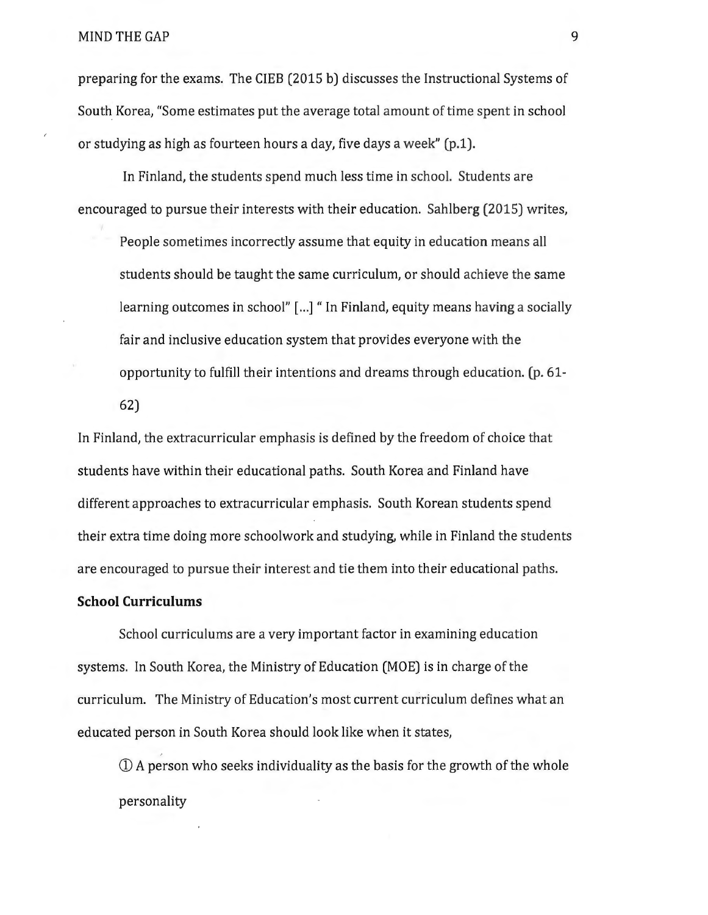preparing for the exams. The CIEB (2015 b) discusses the Instructional Systems of South Korea, "Some estimates put the average total amount of time spent in school or studying as high as fourteen hours a day, five days a week" (p.1).

In Finland, the students spend much less time in school. Students are encouraged to pursue their interests with their education. Sahlberg (2015) writes,

> People sometimes incorrectly assume that equity in education means all students should be taught the same curriculum, or should achieve the same learning outcomes in school" [...] " In Finland, equity means having a socially fair and inclusive education system that provides everyone with the opportunity to fulfill their intentions and dreams through education. (p. 61-62)

In Finland, the extracurricular emphasis is defined by the freedom of choice that students have within their educational paths. South Korea and Finland have different approaches to extracurricular emphasis. South Korean students spend their extra time doing more schoolwork and studying, while in Finland the students are encouraged to pursue their interest and tie them into their educational paths.

**School Curriculums**

School curriculums are a very important factor in examining education systems. In South Korea, the Ministry of Education (MOE) is in charge of the curriculum. The Ministry of Education's most current curriculum defines what an educated person in South Korea should look like when it states,

> ① A person who seeks individuality as the basis for the growth of the whole personality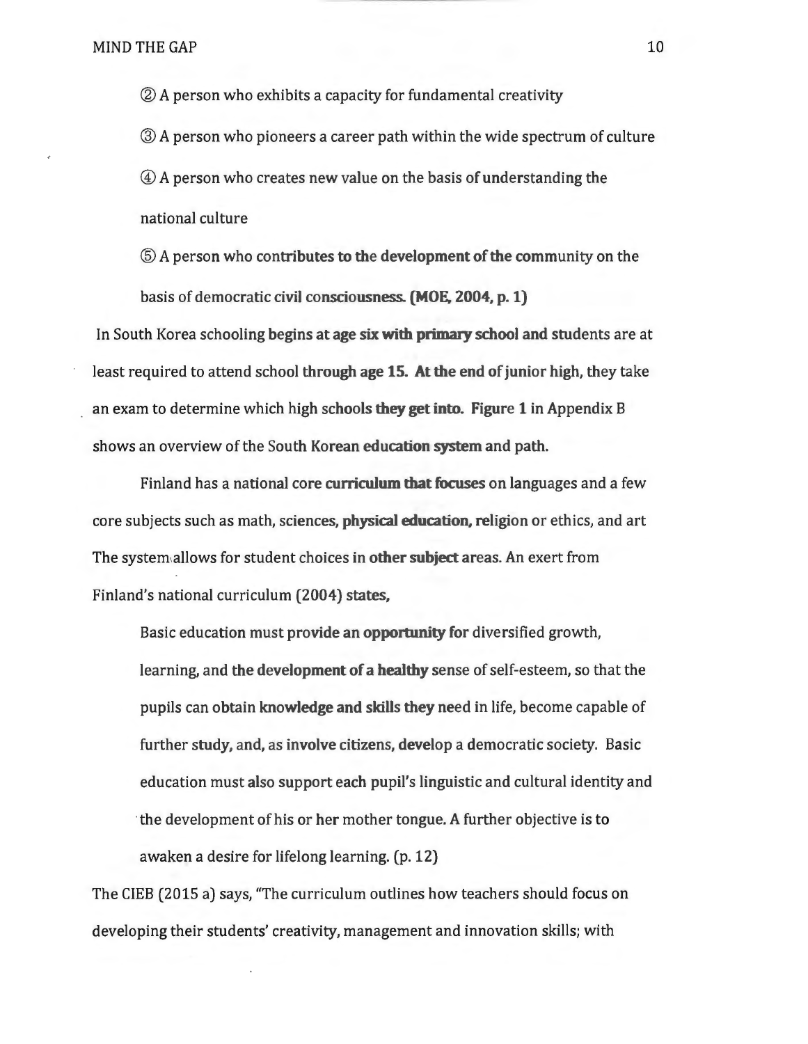② A person who exhibits a capacity for fundamental creativity

③ A person who pioneers a career path within the wide spectrum of culture

④ A person who creates new value on the basis of understanding the national culture

⑤ A person who contributes to the development of the community on the basis of democratic civil consciousness. (MOE, 2004, p. 1)

In South Korea schooling begins at age six with primary school and students are at least required to attend school through age 15. At the end of junior high, they take an exam to determine which high schools they get into. Figure 1 in Appendix B shows an overview of the South Korean education system and path.

Finland has a national core curriculum that focuses on languages and a few core subjects such as math, sciences, physical education, religion or ethics, and art The system allows for student choices in other subject areas. An exert from Finland's national curriculum (2004) states,

> Basic education must provide an opportunity for diversified growth, learning, and the development of a healthy sense of self-esteem, so that the pupils can obtain knowledge and skills they need in life, become capable of further study, and, as involve citizens, develop a democratic society. Basic education must also support each pupil's linguistic and cultural identity and the development of his or her mother tongue. A further objective is to awaken a desire for lifelong learning. (p. 12)

The CIEB (2015 a) says, "The curriculum outlines how teachers should focus on developing their students' creativity, management and innovation skills; with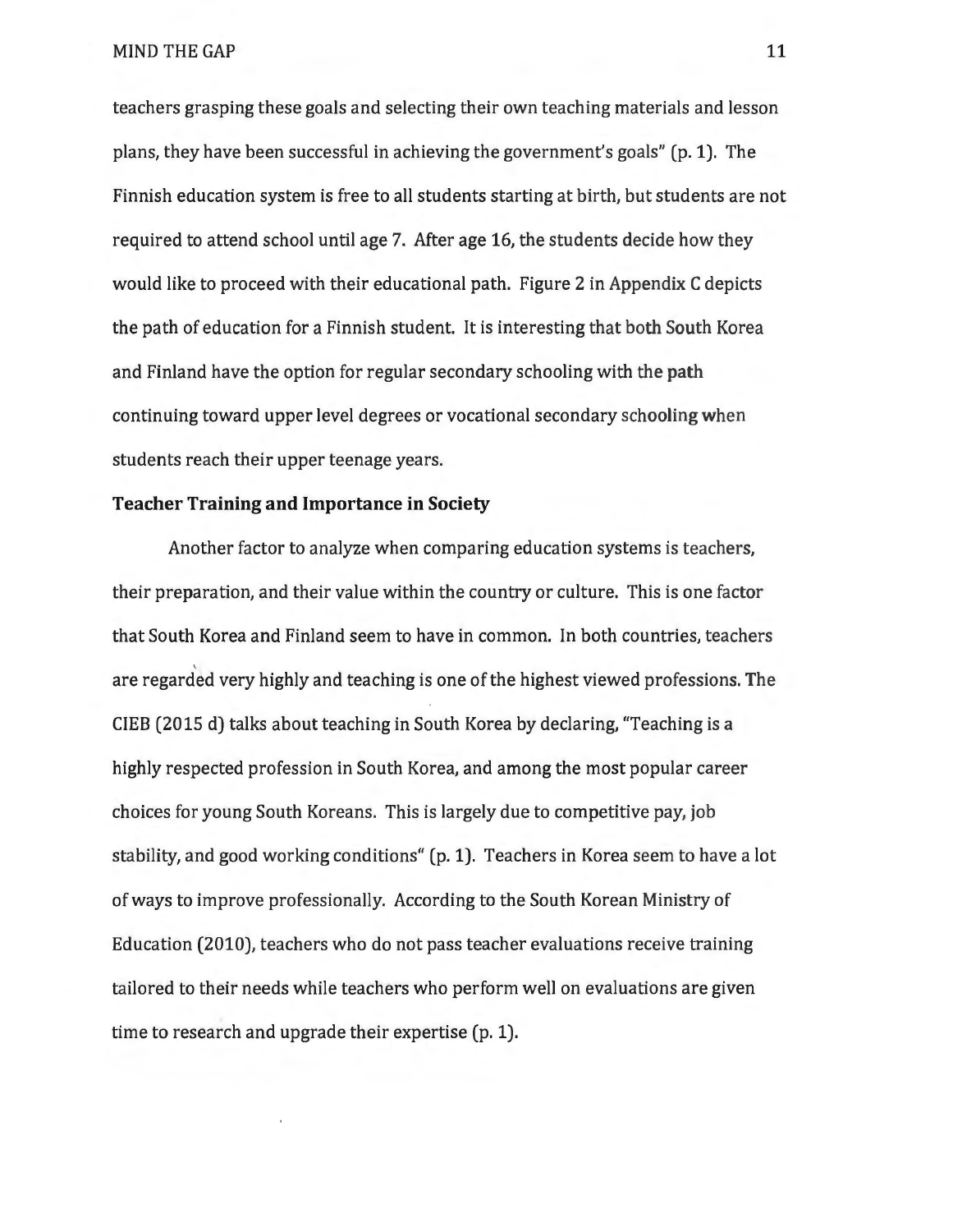teachers grasping these goals and selecting their own teaching materials and lesson plans, they have been successful in achieving the government's goals" (p. 1). The Finnish education system is free to all students starting at birth, but students are not required to attend school until age 7. After age 16, the students decide how they would like to proceed with their educational path. Figure 2 in Appendix C depicts the path of education for a Finnish student. It is interesting that both South Korea and Finland have the option for regular secondary schooling with the path continuing toward upper level degrees or vocational secondary schooling when students reach their upper teenage years.

**Teacher Training and Importance in Society**

Another factor to analyze when comparing education systems is teachers, their preparation, and their value within the country or culture. This is one factor that South Korea and Finland seem to have in common. In both countries, teachers are regarded very highly and teaching is one of the highest viewed professions. The CIEB (2015 d) talks about teaching in South Korea by declaring, "Teaching is a highly respected profession in South Korea, and among the most popular career choices for young South Koreans. This is largely due to competitive pay, job stability, and good working conditions" (p. 1). Teachers in Korea seem to have a lot of ways to improve professionally. According to the South Korean Ministry of Education (2010), teachers who do not pass teacher evaluations receive training tailored to their needs while teachers who perform well on evaluations are given time to research and upgrade their expertise (p. 1).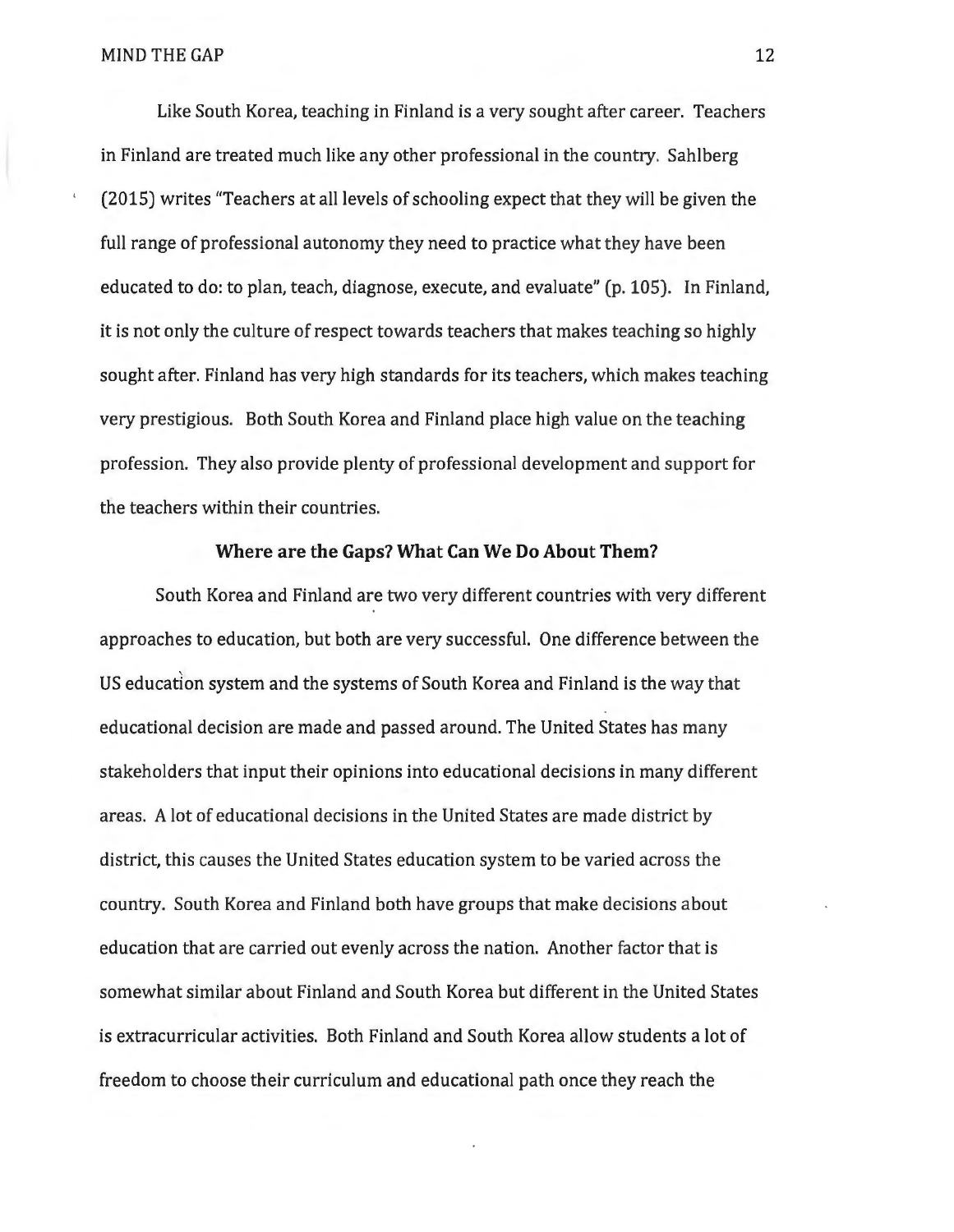Like South Korea, teaching in Finland is a very sought after career. Teachers in Finland are treated much like any other professional in the country. Sahlberg (2015) writes "Teachers at all levels of schooling expect that they will be given the full range of professional autonomy they need to practice what they have been educated to do: to plan, teach, diagnose, execute, and evaluate" (p. 105). In Finland, it is not only the culture of respect towards teachers that makes teaching so highly sought after. Finland has very high standards for its teachers, which makes teaching very prestigious. Both South Korea and Finland place high value on the teaching profession. They also provide plenty of professional development and support for the teachers within their countries.

## Where are the Gaps? What Can We Do About Them?

South Korea and Finland are two very different countries with very different approaches to education, but both are very successful. One difference between the US education system and the systems of South Korea and Finland is the way that educational decision are made and passed around. The United States has many stakeholders that input their opinions into educational decisions in many different areas. A lot of educational decisions in the United States are made district by district, this causes the United States education system to be varied across the country. South Korea and Finland both have groups that make decisions about education that are carried out evenly across the nation. Another factor that is somewhat similar about Finland and South Korea but different in the United States is extracurricular activities. Both Finland and South Korea allow students a lot of freedom to choose their curriculum and educational path once they reach the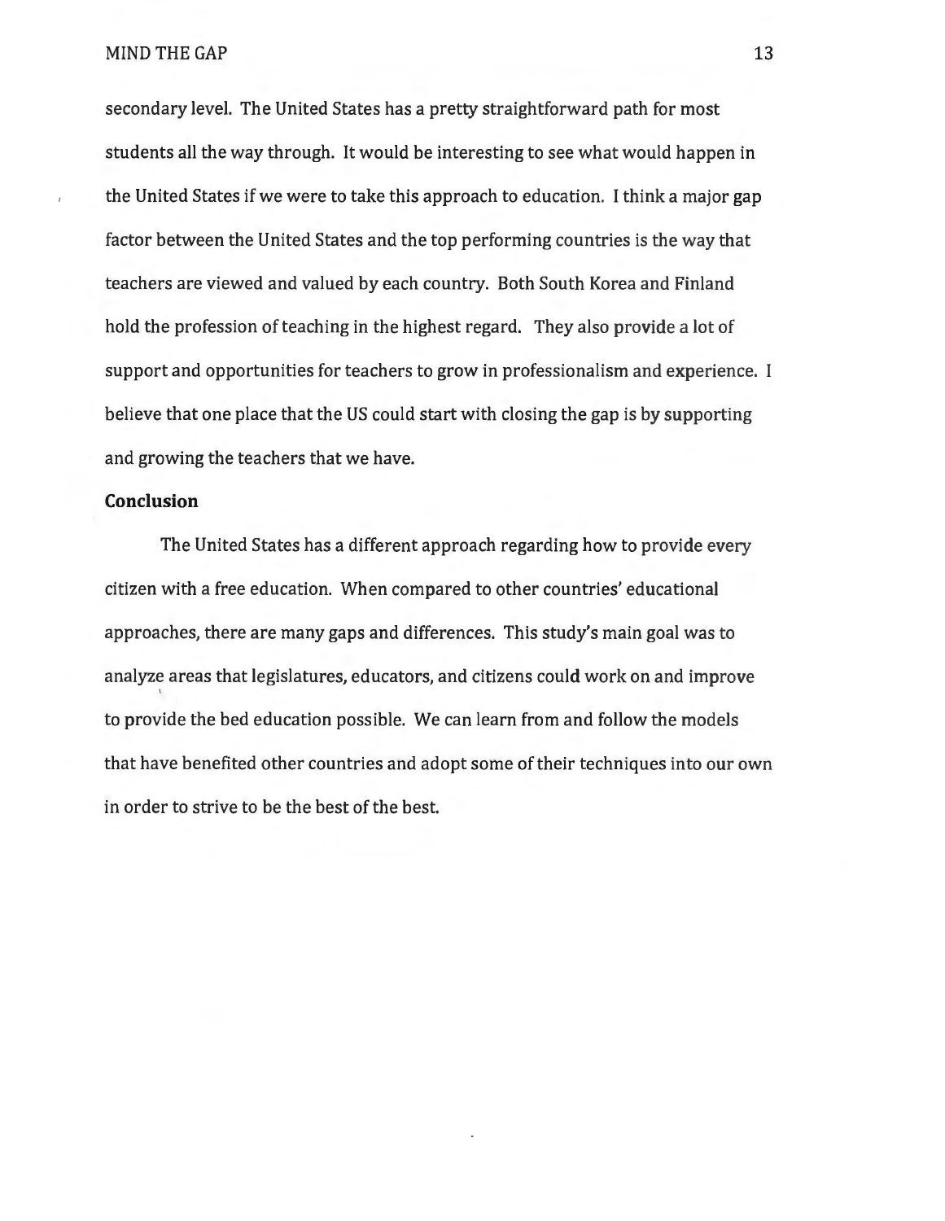secondary level. The United States has a pretty straightforward path for most students all the way through. It would be interesting to see what would happen in the United States if we were to take this approach to education. I think a major gap factor between the United States and the top performing countries is the way that teachers are viewed and valued by each country. Both South Korea and Finland hold the profession of teaching in the highest regard. They also provide a lot of support and opportunities for teachers to grow in professionalism and experience. I believe that one place that the US could start with closing the gap is by supporting and growing the teachers that we have.

**Conclusion**

The United States has a different approach regarding how to provide every citizen with a free education. When compared to other countries' educational approaches, there are many gaps and differences. This study's main goal was to analyze areas that legislatures, educators, and citizens could work on and improve to provide the bed education possible. We can learn from and follow the models that have benefited other countries and adopt some of their techniques into our own in order to strive to be the best of the best.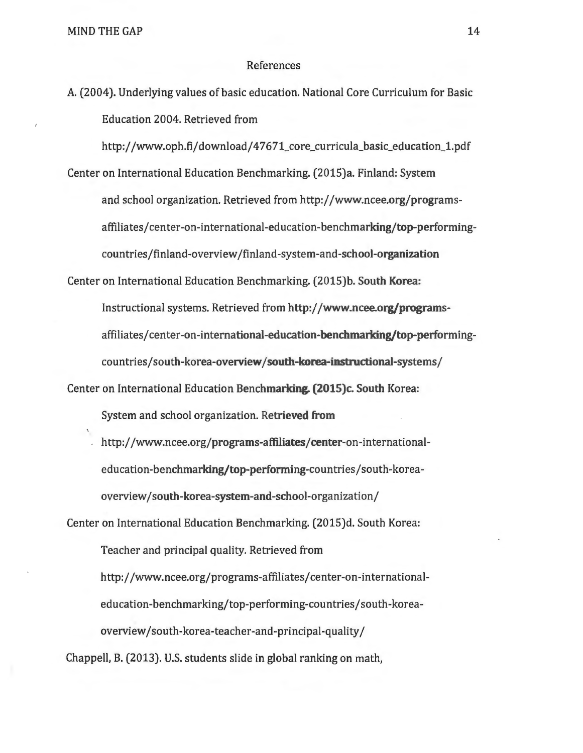References

A. (2004). Underlying values of basic education. National Core Curriculum for Basic Education 2004. Retrieved from http://www.oph.fi/download/47671_core_curricula_basic_education_1.pdf

Center on International Education Benchmarking. (2015)a. Finland: System and school organization. Retrieved from http://www.ncee.org/programs-affiliates/center-on-international-education-benchmarking/top-performing-countries/finland-overview/finland-system-and-school-organization

Center on International Education Benchmarking. (2015)b. South Korea: Instructional systems. Retrieved from http://www.ncee.org/programs-affiliates/center-on-international-education-benchmarking/top-performing-countries/south-korea-overview/south-korea-instructional-systems/

Center on International Education Benchmarking. (2015)c. South Korea: System and school organization. Retrieved from http://www.ncee.org/programs-affiliates/center-on-international-education-benchmarking/top-performing-countries/south-korea-overview/south-korea-system-and-school-organization/

Center on International Education Benchmarking. (2015)d. South Korea: Teacher and principal quality. Retrieved from http://www.ncee.org/programs-affiliates/center-on-international-education-benchmarking/top-performing-countries/south-korea-overview/south-korea-teacher-and-principal-quality/

Chappell, B. (2013). U.S. students slide in global ranking on math,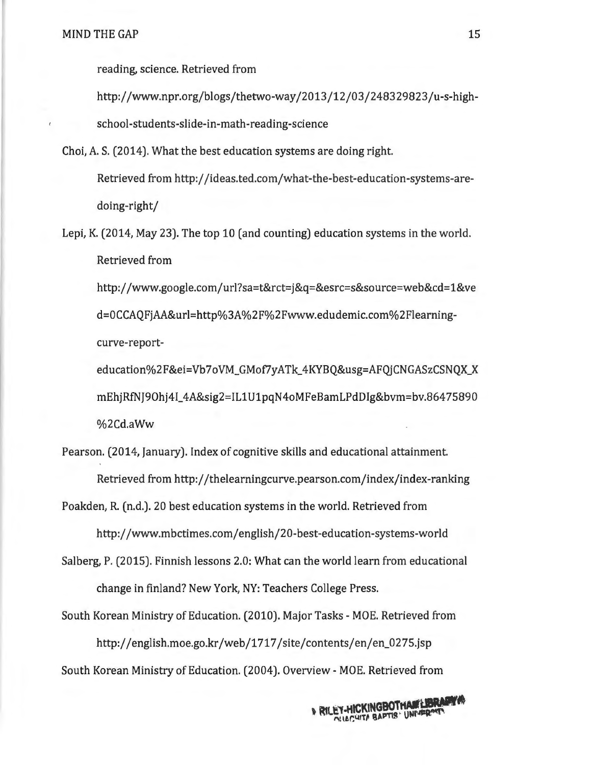reading, science. Retrieved from http://www.npr.org/blogs/thetwo-way/2013/12/03/248329823/u-s-high-school-students-slide-in-math-reading-science

Choi, A. S. (2014). What the best education systems are doing right. Retrieved from http://ideas.ted.com/what-the-best-education-systems-are-doing-right/

Lepi, K. (2014, May 23). The top 10 (and counting) education systems in the world. Retrieved from http://www.google.com/url?sa=t&rct=j&q=&esrc=s&source=web&cd=1&ved=0CCAQFjAA&url=http%3A%2F%2Fwww.edudemic.com%2Flearning-curve-report-education%2F&ei=Vb7oVM_GMof7yATk_4KYBQ&usg=AFQjCNGASzCSNQX_XmEhjRfNJ9Ohj4I_4A&sig2=IL1U1pqN4oMFeBamLPdDIg&bvm=bv.86475890%2Cd.aWw

Pearson. (2014, January). Index of cognitive skills and educational attainment. Retrieved from http://thelearningcurve.pearson.com/index/index-ranking

Poakden, R. (n.d.). 20 best education systems in the world. Retrieved from http://www.mbctimes.com/english/20-best-education-systems-world

Salberg, P. (2015). Finnish lessons 2.0: What can the world learn from educational change in finland? New York, NY: Teachers College Press.

South Korean Ministry of Education. (2010). Major Tasks - MOE. Retrieved from http://english.moe.go.kr/web/1717/site/contents/en/en_0275.jsp

South Korean Ministry of Education. (2004). Overview - MOE. Retrieved from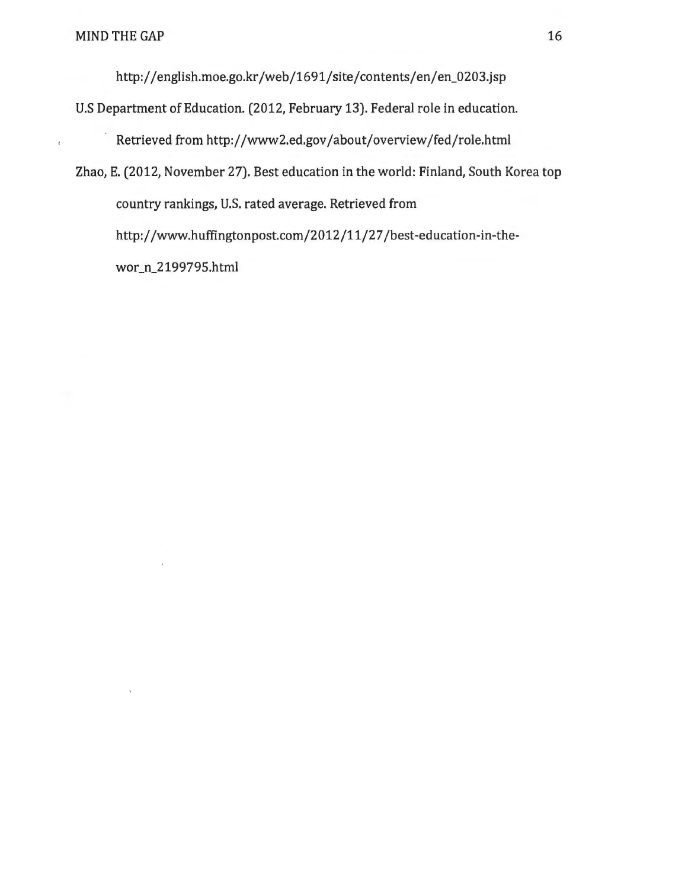http://english.moe.go.kr/web/1691/site/contents/en/en_0203.jsp

U.S Department of Education. (2012, February 13). Federal role in education. Retrieved from http://www2.ed.gov/about/overview/fed/role.html

Zhao, E. (2012, November 27). Best education in the world: Finland, South Korea top country rankings, U.S. rated average. Retrieved from http://www.huffingtonpost.com/2012/11/27/best-education-in-the-wor_n_2199795.html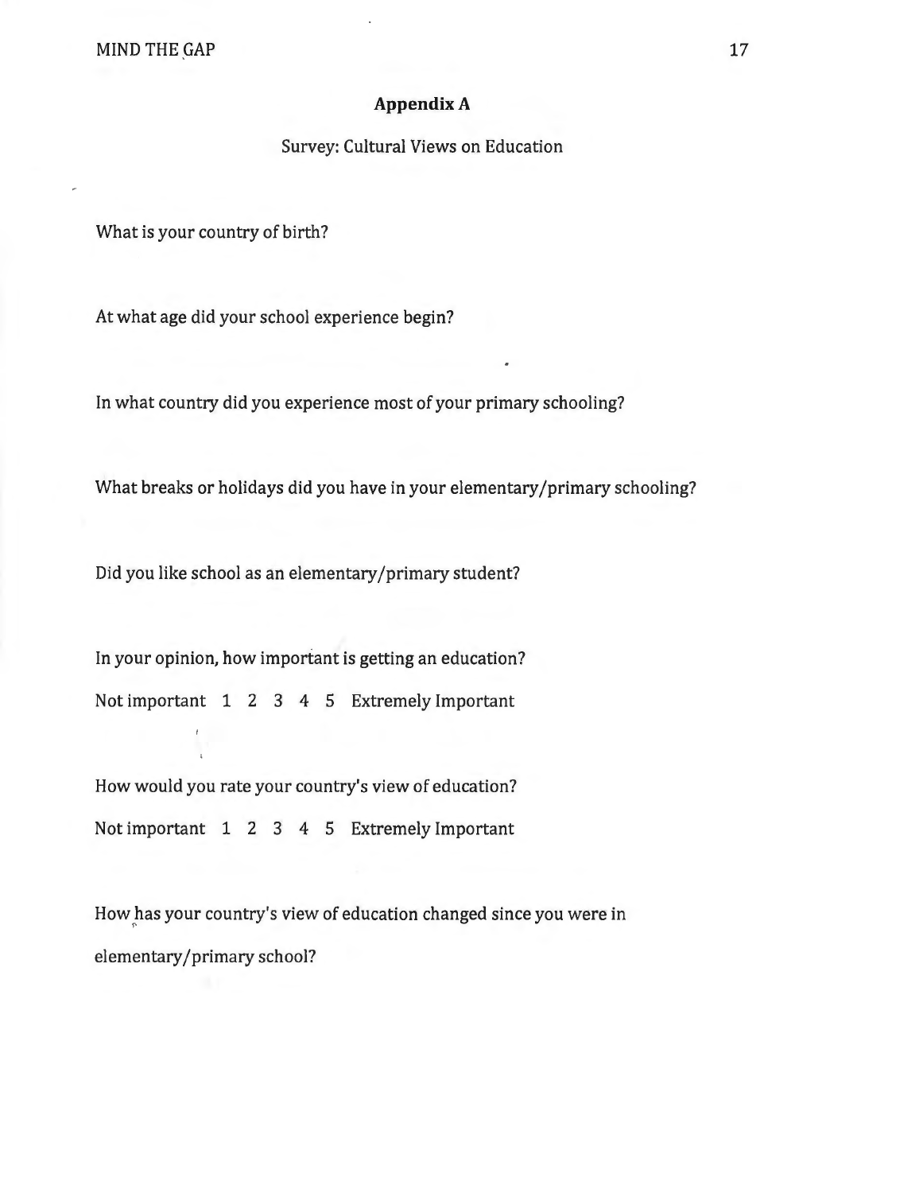## Appendix A

Survey: Cultural Views on Education

What is your country of birth?

At what age did your school experience begin?

In what country did you experience most of your primary schooling?

What breaks or holidays did you have in your elementary/primary schooling?

Did you like school as an elementary/primary student?

In your opinion, how important is getting an education?

Not important 1 2 3 4 5 Extremely Important

How would you rate your country's view of education?

Not important 1 2 3 4 5 Extremely Important

How has your country's view of education changed since you were in elementary/primary school?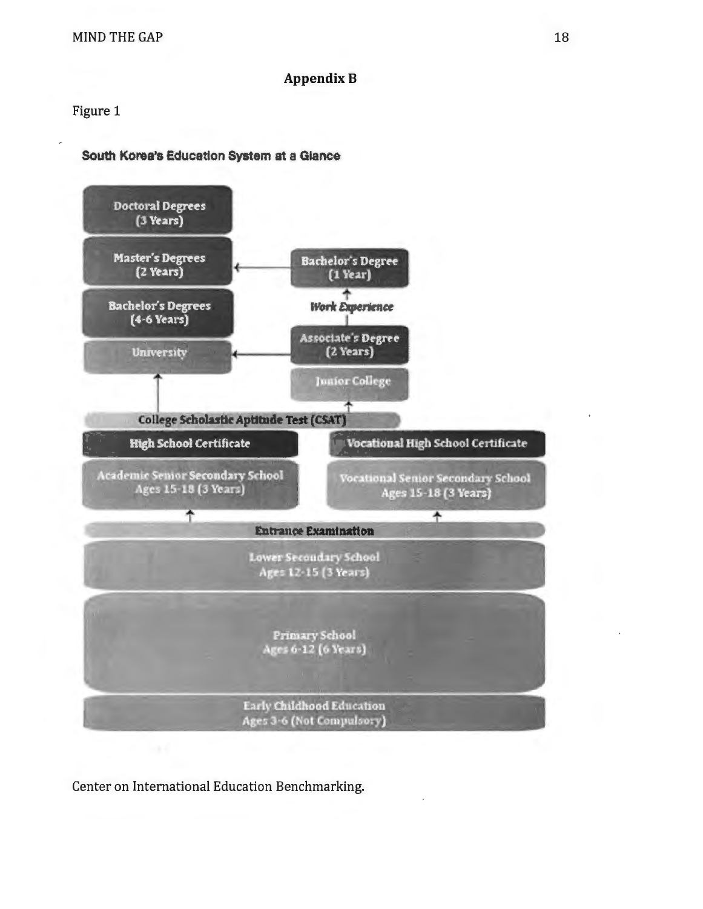## Appendix B

Figure 1

**South Korea's Education System at a Glance**

- Doctoral Degrees (3 Years)
- Master's Degrees (2 Years)
- Bachelor's Degree (1 Year)
- *Work Experience*
- Bachelor's Degrees (4-6 Years)
- Associate's Degree (2 Years)
- University
- Junior College
- College Scholastic Aptitude Test (CSAT)
- High School Certificate
- Vocational High School Certificate
- Academic Senior Secondary School Ages 15-18 (3 Years)
- Vocational Senior Secondary School Ages 15-18 (3 Years)
- Entrance Examination
- Lower Secondary School Ages 12-15 (3 Years)
- Primary School Ages 6-12 (6 Years)
- Early Childhood Education Ages 3-6 (Not Compulsory)

Center on International Education Benchmarking.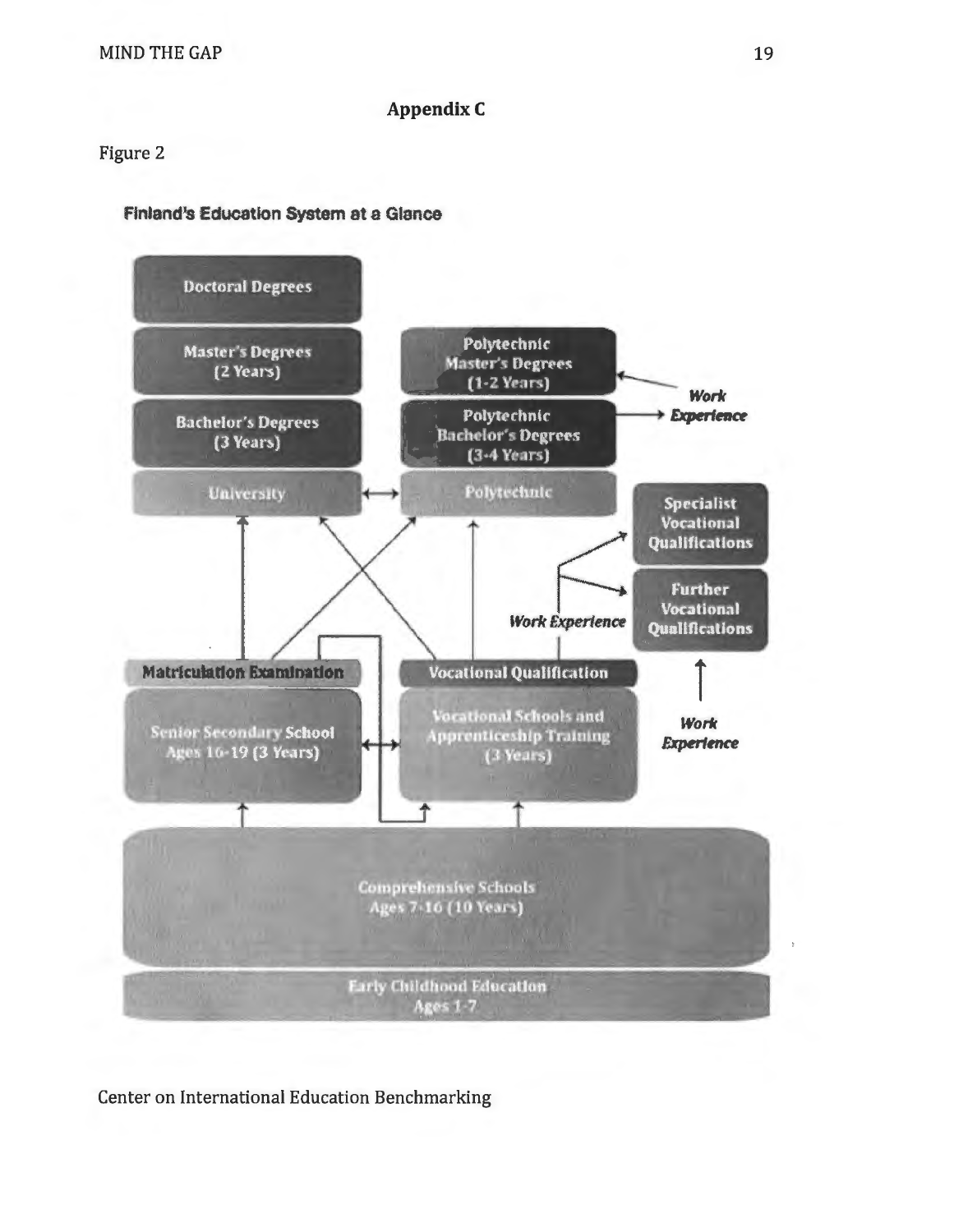## Appendix C

Figure 2

**Finland's Education System at a Glance**

Doctoral Degrees

Master's Degrees (2 Years)

Bachelor's Degrees (3 Years)

University

Polytechnic Master's Degrees (1-2 Years)

Polytechnic Bachelor's Degrees (3-4 Years)

Polytechnic

*Work Experience*

Specialist Vocational Qualifications

Further Vocational Qualifications

*Work Experience*

Matriculation Examination

Vocational Qualification

Senior Secondary School Ages 16-19 (3 Years)

Vocational Schools and Apprenticeship Training (3 Years)

*Work Experience*

Comprehensive Schools Ages 7-16 (10 Years)

Early Childhood Education Ages 1-7

Center on International Education Benchmarking